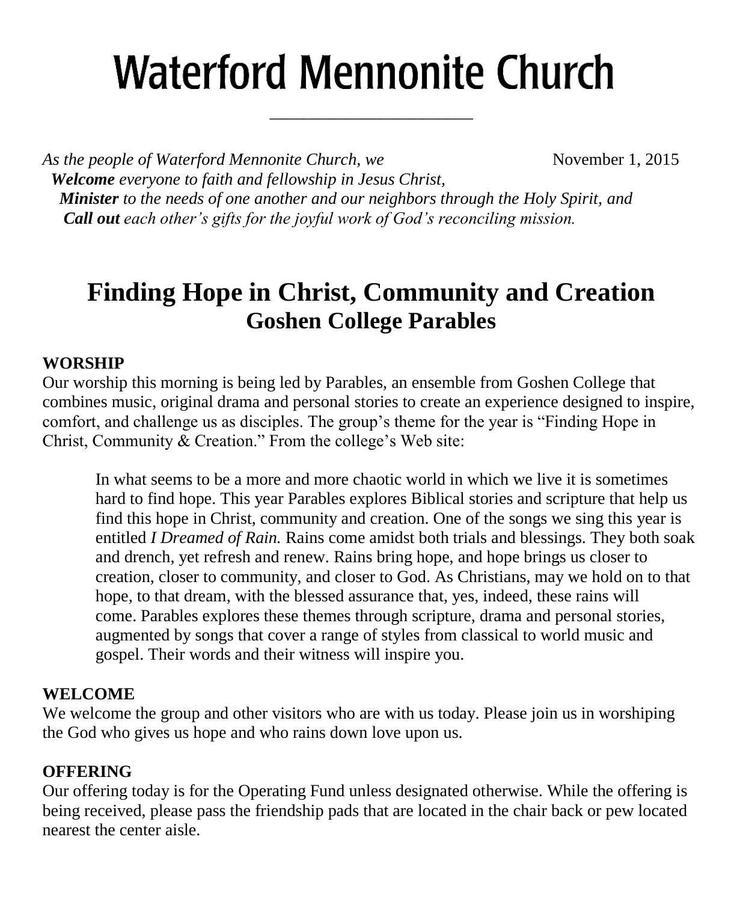# Waterford Mennonite Church

*As the people of Waterford Mennonite Church, we*

November 1, 2015

***Welcome*** *everyone to faith and fellowship in Jesus Christ,*
***Minister*** *to the needs of one another and our neighbors through the Holy Spirit, and*
***Call out*** *each other's gifts for the joyful work of God's reconciling mission.*

## Finding Hope in Christ, Community and Creation

### Goshen College Parables

**WORSHIP**

Our worship this morning is being led by Parables, an ensemble from Goshen College that combines music, original drama and personal stories to create an experience designed to inspire, comfort, and challenge us as disciples. The group's theme for the year is "Finding Hope in Christ, Community & Creation." From the college's Web site:

> In what seems to be a more and more chaotic world in which we live it is sometimes hard to find hope. This year Parables explores Biblical stories and scripture that help us find this hope in Christ, community and creation. One of the songs we sing this year is entitled *I Dreamed of Rain.* Rains come amidst both trials and blessings. They both soak and drench, yet refresh and renew. Rains bring hope, and hope brings us closer to creation, closer to community, and closer to God. As Christians, may we hold on to that hope, to that dream, with the blessed assurance that, yes, indeed, these rains will come. Parables explores these themes through scripture, drama and personal stories, augmented by songs that cover a range of styles from classical to world music and gospel. Their words and their witness will inspire you.

**WELCOME**

We welcome the group and other visitors who are with us today. Please join us in worshiping the God who gives us hope and who rains down love upon us.

**OFFERING**

Our offering today is for the Operating Fund unless designated otherwise. While the offering is being received, please pass the friendship pads that are located in the chair back or pew located nearest the center aisle.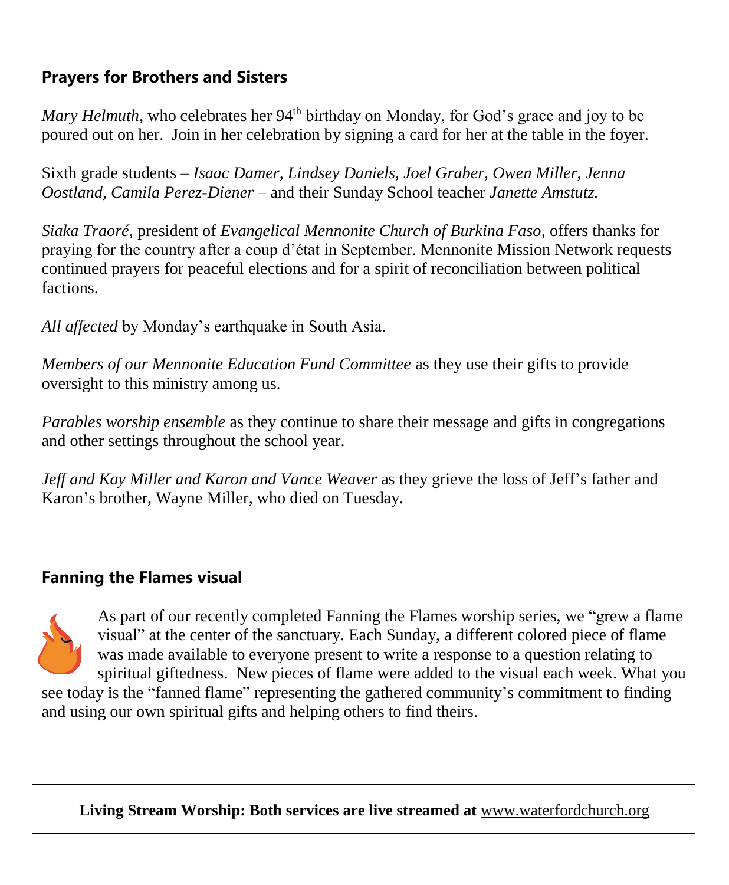## Prayers for Brothers and Sisters

*Mary Helmuth*, who celebrates her 94th birthday on Monday, for God's grace and joy to be poured out on her. Join in her celebration by signing a card for her at the table in the foyer.

Sixth grade students – *Isaac Damer, Lindsey Daniels, Joel Graber, Owen Miller, Jenna Oostland, Camila Perez-Diener* – and their Sunday School teacher *Janette Amstutz.*

*Siaka Traoré*, president of *Evangelical Mennonite Church of Burkina Faso*, offers thanks for praying for the country after a coup d'état in September. Mennonite Mission Network requests continued prayers for peaceful elections and for a spirit of reconciliation between political factions.

*All affected* by Monday's earthquake in South Asia.

*Members of our Mennonite Education Fund Committee* as they use their gifts to provide oversight to this ministry among us.

*Parables worship ensemble* as they continue to share their message and gifts in congregations and other settings throughout the school year.

*Jeff and Kay Miller and Karon and Vance Weaver* as they grieve the loss of Jeff's father and Karon's brother, Wayne Miller, who died on Tuesday.

## Fanning the Flames visual

As part of our recently completed Fanning the Flames worship series, we "grew a flame visual" at the center of the sanctuary. Each Sunday, a different colored piece of flame was made available to everyone present to write a response to a question relating to spiritual giftedness. New pieces of flame were added to the visual each week. What you see today is the "fanned flame" representing the gathered community's commitment to finding and using our own spiritual gifts and helping others to find theirs.

**Living Stream Worship: Both services are live streamed at** www.waterfordchurch.org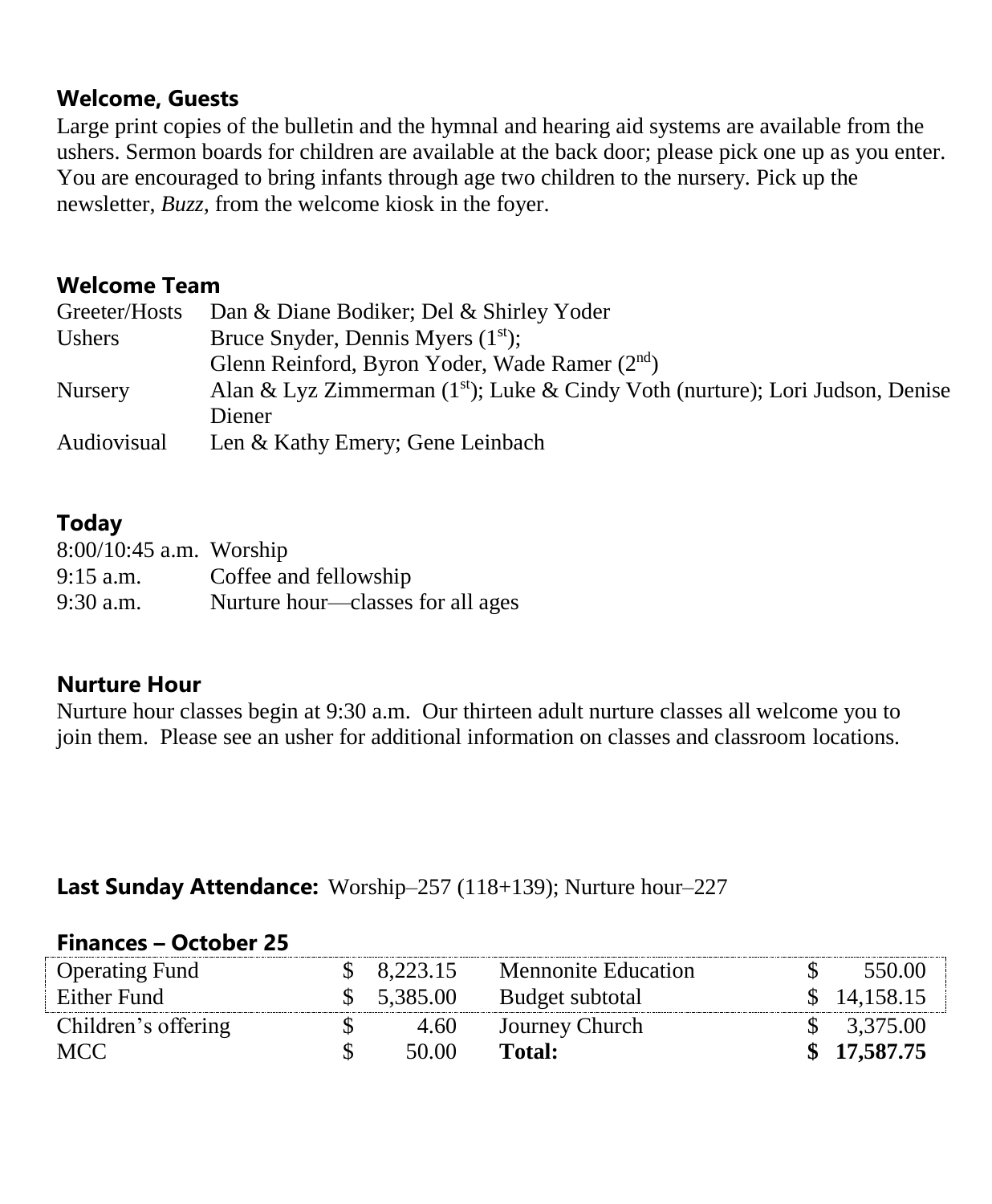## Welcome, Guests

Large print copies of the bulletin and the hymnal and hearing aid systems are available from the ushers. Sermon boards for children are available at the back door; please pick one up as you enter. You are encouraged to bring infants through age two children to the nursery. Pick up the newsletter, *Buzz,* from the welcome kiosk in the foyer.

## Welcome Team

| | |
|---|---|
| Greeter/Hosts | Dan & Diane Bodiker; Del & Shirley Yoder |
| Ushers | Bruce Snyder, Dennis Myers (1st); Glenn Reinford, Byron Yoder, Wade Ramer (2nd) |
| Nursery | Alan & Lyz Zimmerman (1st); Luke & Cindy Voth (nurture); Lori Judson, Denise Diener |
| Audiovisual | Len & Kathy Emery; Gene Leinbach |

## Today

| | |
|---|---|
| 8:00/10:45 a.m. | Worship |
| 9:15 a.m. | Coffee and fellowship |
| 9:30 a.m. | Nurture hour—classes for all ages |

## Nurture Hour

Nurture hour classes begin at 9:30 a.m. Our thirteen adult nurture classes all welcome you to join them. Please see an usher for additional information on classes and classroom locations.

**Last Sunday Attendance:** Worship–257 (118+139); Nurture hour–227

## Finances – October 25

| | | | |
|---|---|---|---|
| Operating Fund | $ 8,223.15 | Mennonite Education | $ 550.00 |
| Either Fund | $ 5,385.00 | Budget subtotal | $ 14,158.15 |
| Children's offering | $ 4.60 | Journey Church | $ 3,375.00 |
| MCC | $ 50.00 | **Total:** | **$ 17,587.75** |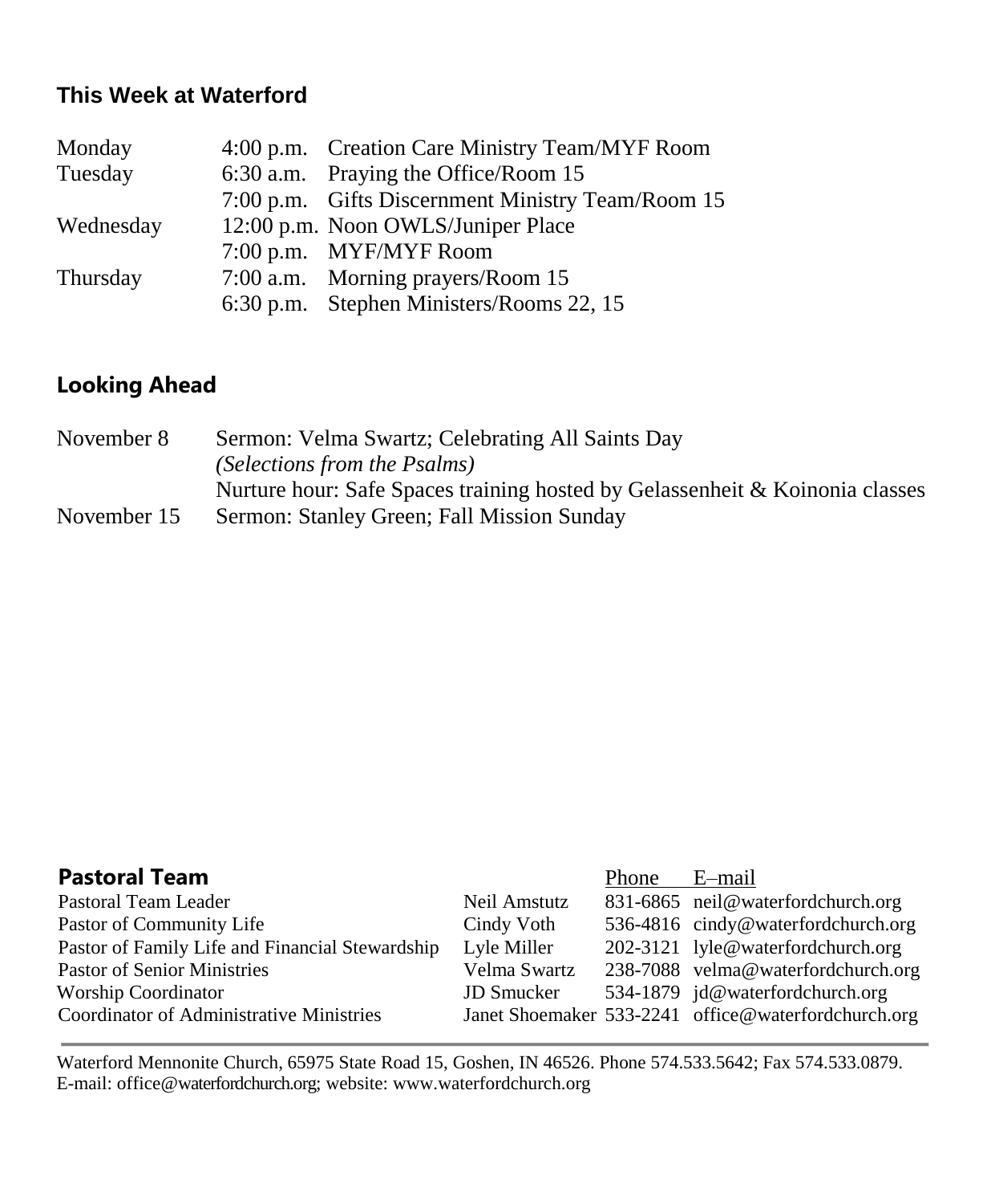## This Week at Waterford

| | | |
|---|---|---|
| Monday | 4:00 p.m. | Creation Care Ministry Team/MYF Room |
| Tuesday | 6:30 a.m. | Praying the Office/Room 15 |
| | 7:00 p.m. | Gifts Discernment Ministry Team/Room 15 |
| Wednesday | 12:00 p.m. | Noon OWLS/Juniper Place |
| | 7:00 p.m. | MYF/MYF Room |
| Thursday | 7:00 a.m. | Morning prayers/Room 15 |
| | 6:30 p.m. | Stephen Ministers/Rooms 22, 15 |

## Looking Ahead

| | |
|---|---|
| November 8 | Sermon: Velma Swartz; Celebrating All Saints Day |
| | *(Selections from the Psalms)* |
| | Nurture hour: Safe Spaces training hosted by Gelassenheit & Koinonia classes |
| November 15 | Sermon: Stanley Green; Fall Mission Sunday |

## Pastoral Team

| | | Phone | E–mail |
|---|---|---|---|
| Pastoral Team Leader | Neil Amstutz | 831-6865 | neil@waterfordchurch.org |
| Pastor of Community Life | Cindy Voth | 536-4816 | cindy@waterfordchurch.org |
| Pastor of Family Life and Financial Stewardship | Lyle Miller | 202-3121 | lyle@waterfordchurch.org |
| Pastor of Senior Ministries | Velma Swartz | 238-7088 | velma@waterfordchurch.org |
| Worship Coordinator | JD Smucker | 534-1879 | jd@waterfordchurch.org |
| Coordinator of Administrative Ministries | Janet Shoemaker | 533-2241 | office@waterfordchurch.org |

Waterford Mennonite Church, 65975 State Road 15, Goshen, IN 46526. Phone 574.533.5642; Fax 574.533.0879.
E-mail: office@waterfordchurch.org; website: www.waterfordchurch.org